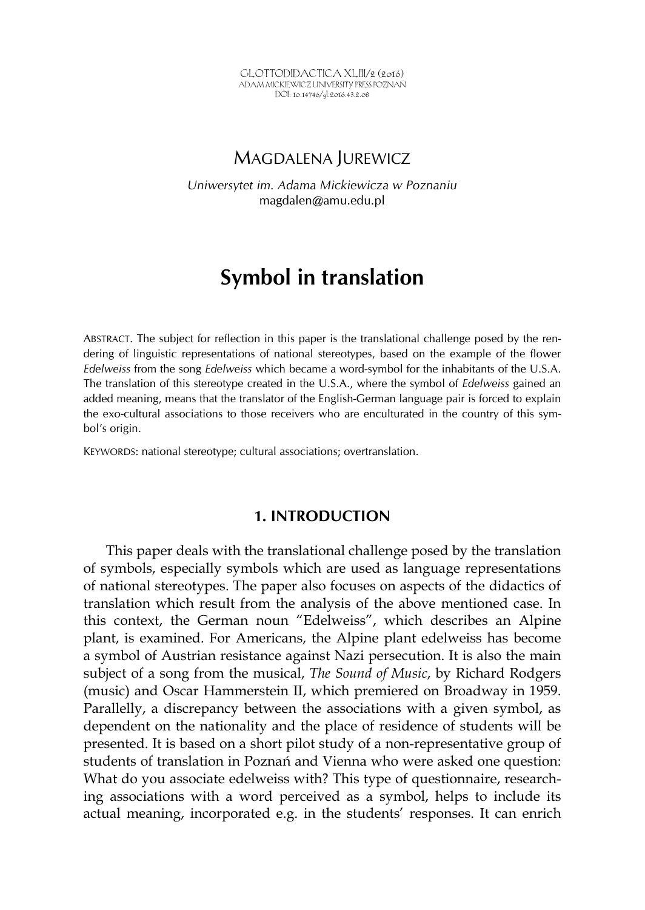MAGDALENA JUREWICZ

*Uniwersytet im. Adama Mickiewicza w Poznaniu*
magdalen@amu.edu.pl

# Symbol in translation

ABSTRACT. The subject for reflection in this paper is the translational challenge posed by the rendering of linguistic representations of national stereotypes, based on the example of the flower *Edelweiss* from the song *Edelweiss* which became a word-symbol for the inhabitants of the U.S.A. The translation of this stereotype created in the U.S.A., where the symbol of *Edelweiss* gained an added meaning, means that the translator of the English-German language pair is forced to explain the exo-cultural associations to those receivers who are enculturated in the country of this symbol's origin.

KEYWORDS: national stereotype; cultural associations; overtranslation.

## 1. INTRODUCTION

This paper deals with the translational challenge posed by the translation of symbols, especially symbols which are used as language representations of national stereotypes. The paper also focuses on aspects of the didactics of translation which result from the analysis of the above mentioned case. In this context, the German noun "Edelweiss", which describes an Alpine plant, is examined. For Americans, the Alpine plant edelweiss has become a symbol of Austrian resistance against Nazi persecution. It is also the main subject of a song from the musical, *The Sound of Music*, by Richard Rodgers (music) and Oscar Hammerstein II, which premiered on Broadway in 1959. Parallelly, a discrepancy between the associations with a given symbol, as dependent on the nationality and the place of residence of students will be presented. It is based on a short pilot study of a non-representative group of students of translation in Poznań and Vienna who were asked one question: What do you associate edelweiss with? This type of questionnaire, researching associations with a word perceived as a symbol, helps to include its actual meaning, incorporated e.g. in the students' responses. It can enrich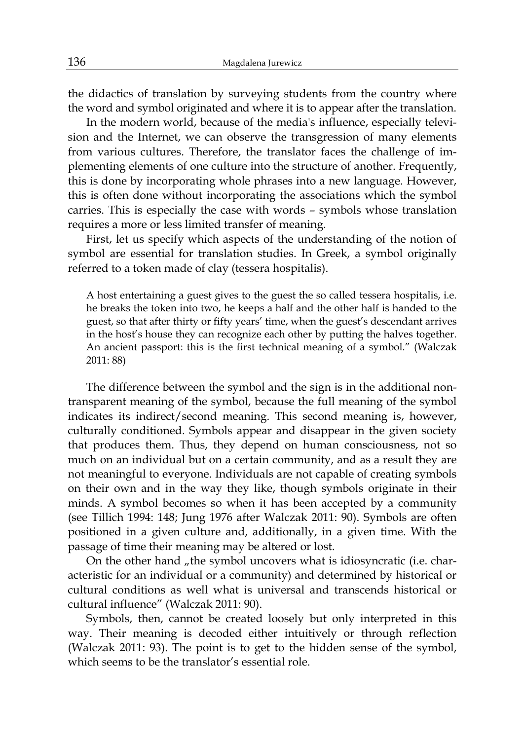the didactics of translation by surveying students from the country where the word and symbol originated and where it is to appear after the translation.

In the modern world, because of the media's influence, especially television and the Internet, we can observe the transgression of many elements from various cultures. Therefore, the translator faces the challenge of implementing elements of one culture into the structure of another. Frequently, this is done by incorporating whole phrases into a new language. However, this is often done without incorporating the associations which the symbol carries. This is especially the case with words – symbols whose translation requires a more or less limited transfer of meaning.

First, let us specify which aspects of the understanding of the notion of symbol are essential for translation studies. In Greek, a symbol originally referred to a token made of clay (tessera hospitalis).

> A host entertaining a guest gives to the guest the so called tessera hospitalis, i.e. he breaks the token into two, he keeps a half and the other half is handed to the guest, so that after thirty or fifty years' time, when the guest's descendant arrives in the host's house they can recognize each other by putting the halves together. An ancient passport: this is the first technical meaning of a symbol." (Walczak 2011: 88)

The difference between the symbol and the sign is in the additional non-transparent meaning of the symbol, because the full meaning of the symbol indicates its indirect/second meaning. This second meaning is, however, culturally conditioned. Symbols appear and disappear in the given society that produces them. Thus, they depend on human consciousness, not so much on an individual but on a certain community, and as a result they are not meaningful to everyone. Individuals are not capable of creating symbols on their own and in the way they like, though symbols originate in their minds. A symbol becomes so when it has been accepted by a community (see Tillich 1994: 148; Jung 1976 after Walczak 2011: 90). Symbols are often positioned in a given culture and, additionally, in a given time. With the passage of time their meaning may be altered or lost.

On the other hand „the symbol uncovers what is idiosyncratic (i.e. characteristic for an individual or a community) and determined by historical or cultural conditions as well what is universal and transcends historical or cultural influence" (Walczak 2011: 90).

Symbols, then, cannot be created loosely but only interpreted in this way. Their meaning is decoded either intuitively or through reflection (Walczak 2011: 93). The point is to get to the hidden sense of the symbol, which seems to be the translator's essential role.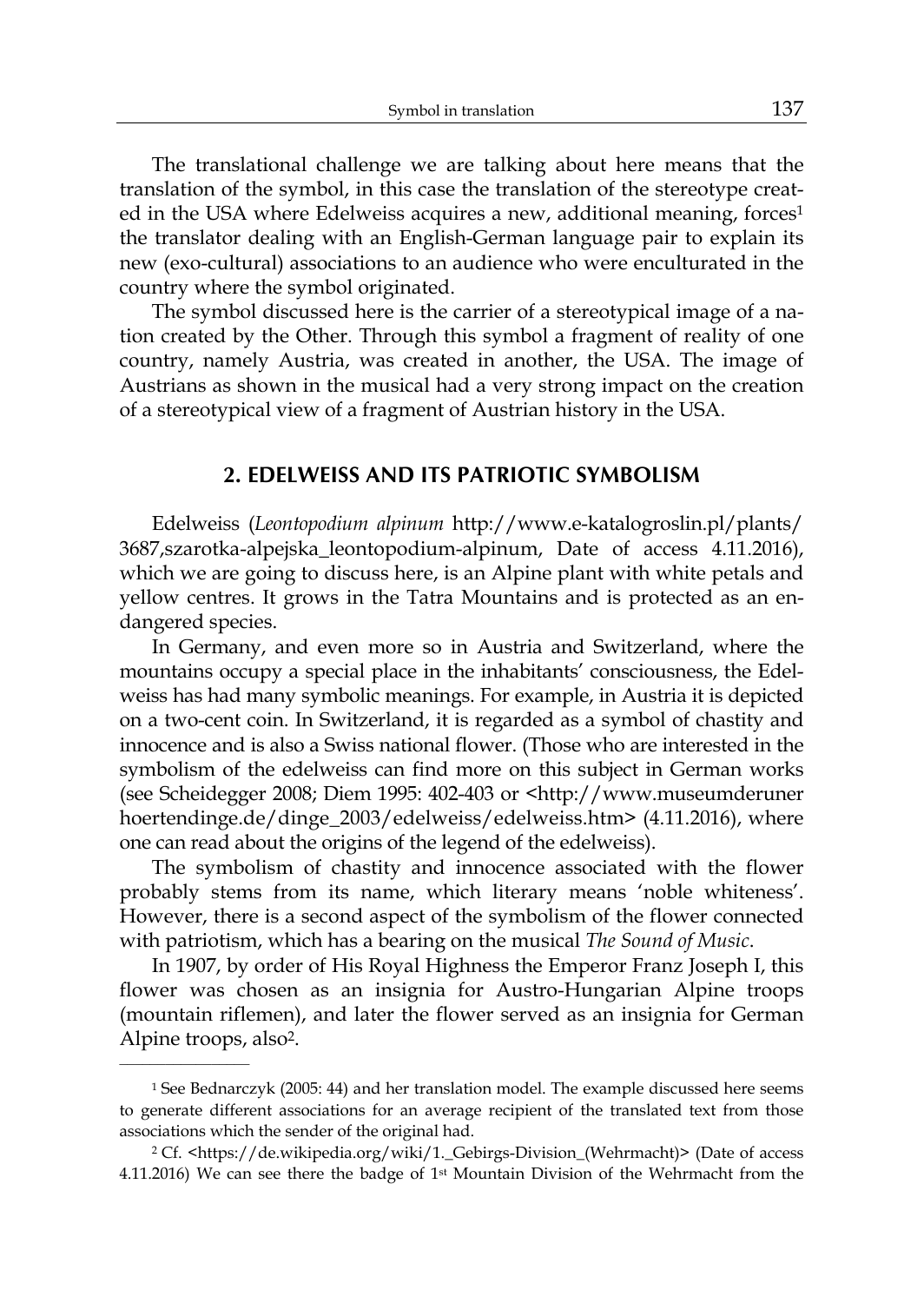The translational challenge we are talking about here means that the translation of the symbol, in this case the translation of the stereotype created in the USA where Edelweiss acquires a new, additional meaning, forces[1] the translator dealing with an English-German language pair to explain its new (exo-cultural) associations to an audience who were enculturated in the country where the symbol originated.

The symbol discussed here is the carrier of a stereotypical image of a nation created by the Other. Through this symbol a fragment of reality of one country, namely Austria, was created in another, the USA. The image of Austrians as shown in the musical had a very strong impact on the creation of a stereotypical view of a fragment of Austrian history in the USA.

## 2. EDELWEISS AND ITS PATRIOTIC SYMBOLISM

Edelweiss (*Leontopodium alpinum* http://www.e-katalogroslin.pl/plants/3687,szarotka-alpejska_leontopodium-alpinum, Date of access 4.11.2016), which we are going to discuss here, is an Alpine plant with white petals and yellow centres. It grows in the Tatra Mountains and is protected as an endangered species.

In Germany, and even more so in Austria and Switzerland, where the mountains occupy a special place in the inhabitants' consciousness, the Edelweiss has had many symbolic meanings. For example, in Austria it is depicted on a two-cent coin. In Switzerland, it is regarded as a symbol of chastity and innocence and is also a Swiss national flower. (Those who are interested in the symbolism of the edelweiss can find more on this subject in German works (see Scheidegger 2008; Diem 1995: 402-403 or <http://www.museumderunerhoertendinge.de/dinge_2003/edelweiss/edelweiss.htm> (4.11.2016), where one can read about the origins of the legend of the edelweiss).

The symbolism of chastity and innocence associated with the flower probably stems from its name, which literary means 'noble whiteness'. However, there is a second aspect of the symbolism of the flower connected with patriotism, which has a bearing on the musical *The Sound of Music*.

In 1907, by order of His Royal Highness the Emperor Franz Joseph I, this flower was chosen as an insignia for Austro-Hungarian Alpine troops (mountain riflemen), and later the flower served as an insignia for German Alpine troops, also[2].

---

[1] See Bednarczyk (2005: 44) and her translation model. The example discussed here seems to generate different associations for an average recipient of the translated text from those associations which the sender of the original had.

[2] Cf. <https://de.wikipedia.org/wiki/1._Gebirgs-Division_(Wehrmacht)> (Date of access 4.11.2016) We can see there the badge of 1st Mountain Division of the Wehrmacht from the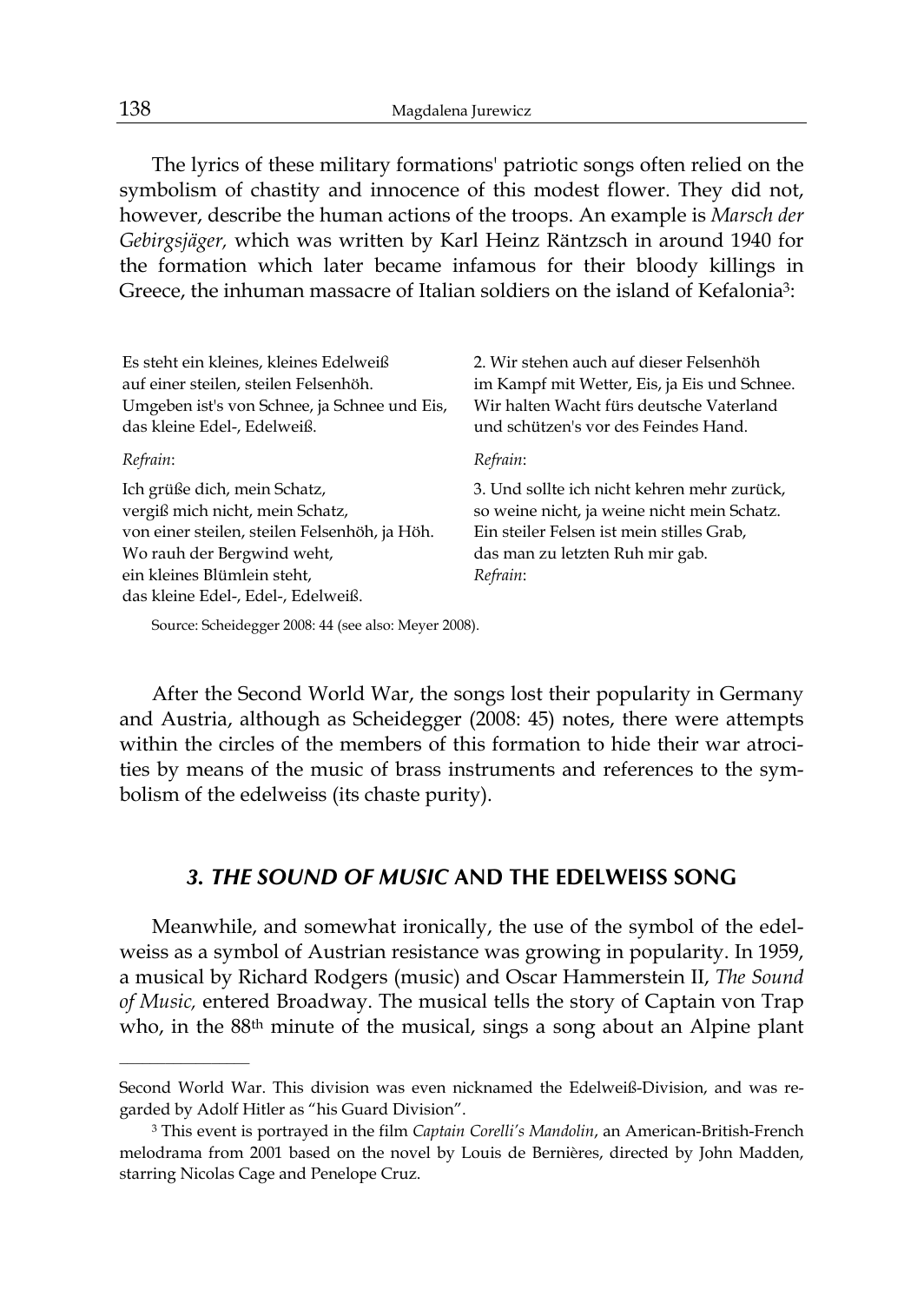The lyrics of these military formations' patriotic songs often relied on the symbolism of chastity and innocence of this modest flower. They did not, however, describe the human actions of the troops. An example is *Marsch der Gebirgsjäger,* which was written by Karl Heinz Räntzsch in around 1940 for the formation which later became infamous for their bloody killings in Greece, the inhuman massacre of Italian soldiers on the island of Kefalonia[3]:

Es steht ein kleines, kleines Edelweiß
auf einer steilen, steilen Felsenhöh.
Umgeben ist's von Schnee, ja Schnee und Eis,
das kleine Edel-, Edelweiß.

*Refrain*:

Ich grüße dich, mein Schatz,
vergiß mich nicht, mein Schatz,
von einer steilen, steilen Felsenhöh, ja Höh.
Wo rauh der Bergwind weht,
ein kleines Blümlein steht,
das kleine Edel-, Edel-, Edelweiß.

2. Wir stehen auch auf dieser Felsenhöh
im Kampf mit Wetter, Eis, ja Eis und Schnee.
Wir halten Wacht fürs deutsche Vaterland
und schützen's vor des Feindes Hand.

*Refrain*:

3. Und sollte ich nicht kehren mehr zurück,
so weine nicht, ja weine nicht mein Schatz.
Ein steiler Felsen ist mein stilles Grab,
das man zu letzten Ruh mir gab.
*Refrain*:

Source: Scheidegger 2008: 44 (see also: Meyer 2008).

After the Second World War, the songs lost their popularity in Germany and Austria, although as Scheidegger (2008: 45) notes, there were attempts within the circles of the members of this formation to hide their war atrocities by means of the music of brass instruments and references to the symbolism of the edelweiss (its chaste purity).

## 3. *THE SOUND OF MUSIC* AND THE EDELWEISS SONG

Meanwhile, and somewhat ironically, the use of the symbol of the edelweiss as a symbol of Austrian resistance was growing in popularity. In 1959, a musical by Richard Rodgers (music) and Oscar Hammerstein II, *The Sound of Music,* entered Broadway. The musical tells the story of Captain von Trap who, in the 88th minute of the musical, sings a song about an Alpine plant

---

Second World War. This division was even nicknamed the Edelweiß-Division, and was regarded by Adolf Hitler as "his Guard Division".

[3] This event is portrayed in the film *Captain Corelli's Mandolin*, an American-British-French melodrama from 2001 based on the novel by Louis de Bernières, directed by John Madden, starring Nicolas Cage and Penelope Cruz.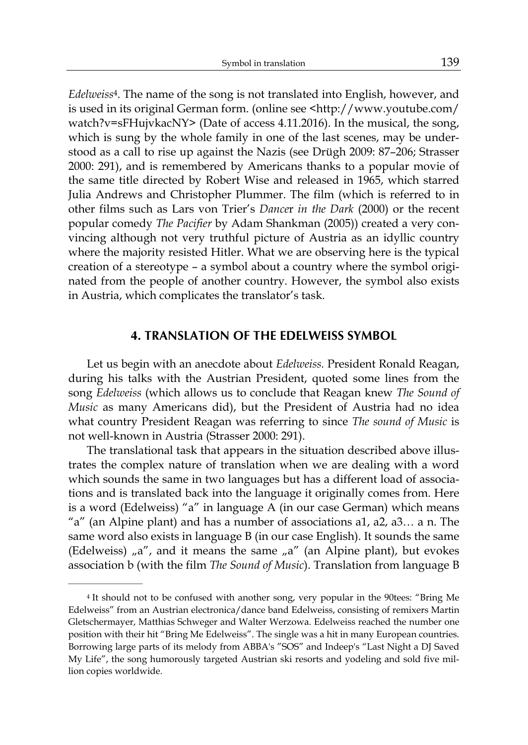*Edelweiss*[4]. The name of the song is not translated into English, however, and is used in its original German form. (online see <http://www.youtube.com/watch?v=sFHujvkacNY> (Date of access 4.11.2016). In the musical, the song, which is sung by the whole family in one of the last scenes, may be understood as a call to rise up against the Nazis (see Drügh 2009: 87–206; Strasser 2000: 291), and is remembered by Americans thanks to a popular movie of the same title directed by Robert Wise and released in 1965, which starred Julia Andrews and Christopher Plummer. The film (which is referred to in other films such as Lars von Trier's *Dancer in the Dark* (2000) or the recent popular comedy *The Pacifier* by Adam Shankman (2005)) created a very convincing although not very truthful picture of Austria as an idyllic country where the majority resisted Hitler. What we are observing here is the typical creation of a stereotype – a symbol about a country where the symbol originated from the people of another country. However, the symbol also exists in Austria, which complicates the translator's task.

## 4. TRANSLATION OF THE EDELWEISS SYMBOL

Let us begin with an anecdote about *Edelweiss.* President Ronald Reagan, during his talks with the Austrian President, quoted some lines from the song *Edelweiss* (which allows us to conclude that Reagan knew *The Sound of Music* as many Americans did), but the President of Austria had no idea what country President Reagan was referring to since *The sound of Music* is not well-known in Austria (Strasser 2000: 291).

The translational task that appears in the situation described above illustrates the complex nature of translation when we are dealing with a word which sounds the same in two languages but has a different load of associations and is translated back into the language it originally comes from. Here is a word (Edelweiss) "a" in language A (in our case German) which means "a" (an Alpine plant) and has a number of associations a1, a2, a3… a n. The same word also exists in language B (in our case English). It sounds the same (Edelweiss) „a", and it means the same „a" (an Alpine plant), but evokes association b (with the film *The Sound of Music*). Translation from language B

---

[4] It should not to be confused with another song, very popular in the 90tees: "Bring Me Edelweiss" from an Austrian electronica/dance band Edelweiss, consisting of remixers Martin Gletschermayer, Matthias Schweger and Walter Werzowa. Edelweiss reached the number one position with their hit "Bring Me Edelweiss". The single was a hit in many European countries. Borrowing large parts of its melody from ABBA's "SOS" and Indeep's "Last Night a DJ Saved My Life", the song humorously targeted Austrian ski resorts and yodeling and sold five million copies worldwide.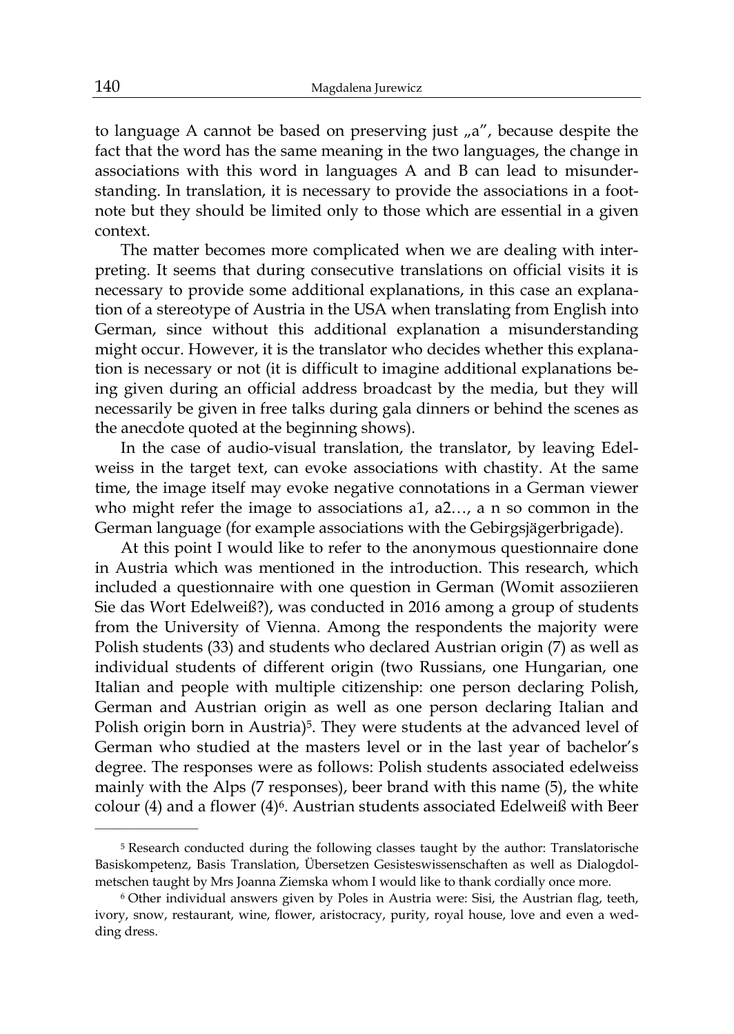to language A cannot be based on preserving just „a", because despite the fact that the word has the same meaning in the two languages, the change in associations with this word in languages A and B can lead to misunderstanding. In translation, it is necessary to provide the associations in a footnote but they should be limited only to those which are essential in a given context.

The matter becomes more complicated when we are dealing with interpreting. It seems that during consecutive translations on official visits it is necessary to provide some additional explanations, in this case an explanation of a stereotype of Austria in the USA when translating from English into German, since without this additional explanation a misunderstanding might occur. However, it is the translator who decides whether this explanation is necessary or not (it is difficult to imagine additional explanations being given during an official address broadcast by the media, but they will necessarily be given in free talks during gala dinners or behind the scenes as the anecdote quoted at the beginning shows).

In the case of audio-visual translation, the translator, by leaving Edelweiss in the target text, can evoke associations with chastity. At the same time, the image itself may evoke negative connotations in a German viewer who might refer the image to associations a1, a2…, a n so common in the German language (for example associations with the Gebirgsjägerbrigade).

At this point I would like to refer to the anonymous questionnaire done in Austria which was mentioned in the introduction. This research, which included a questionnaire with one question in German (Womit assoziieren Sie das Wort Edelweiß?), was conducted in 2016 among a group of students from the University of Vienna. Among the respondents the majority were Polish students (33) and students who declared Austrian origin (7) as well as individual students of different origin (two Russians, one Hungarian, one Italian and people with multiple citizenship: one person declaring Polish, German and Austrian origin as well as one person declaring Italian and Polish origin born in Austria)[5]. They were students at the advanced level of German who studied at the masters level or in the last year of bachelor's degree. The responses were as follows: Polish students associated edelweiss mainly with the Alps (7 responses), beer brand with this name (5), the white colour (4) and a flower (4)[6]. Austrian students associated Edelweiß with Beer

---

[5] Research conducted during the following classes taught by the author: Translatorische Basiskompetenz, Basis Translation, Übersetzen Gesisteswissenschaften as well as Dialogdolmetschen taught by Mrs Joanna Ziemska whom I would like to thank cordially once more.

[6] Other individual answers given by Poles in Austria were: Sisi, the Austrian flag, teeth, ivory, snow, restaurant, wine, flower, aristocracy, purity, royal house, love and even a wedding dress.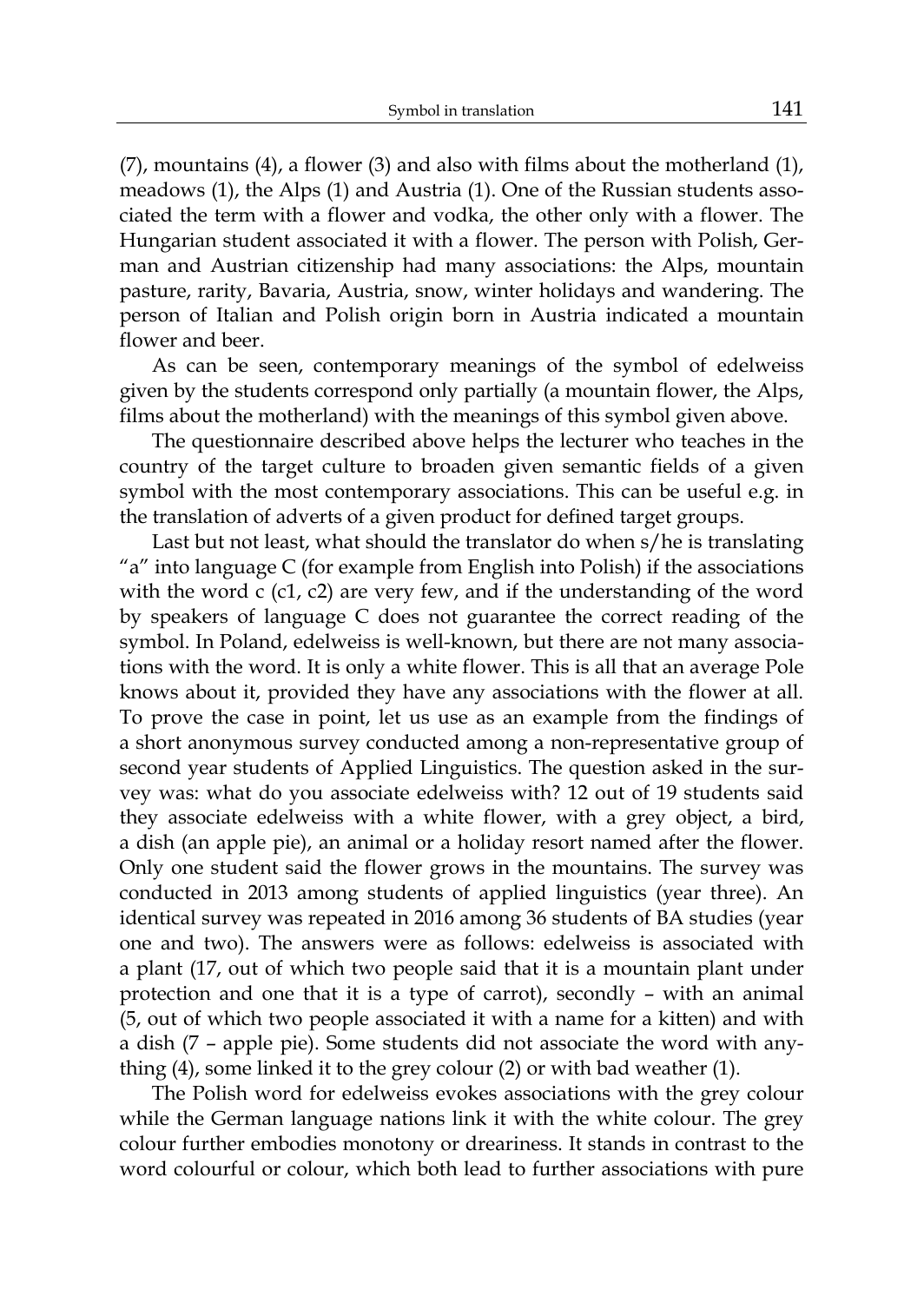(7), mountains (4), a flower (3) and also with films about the motherland (1), meadows (1), the Alps (1) and Austria (1). One of the Russian students associated the term with a flower and vodka, the other only with a flower. The Hungarian student associated it with a flower. The person with Polish, German and Austrian citizenship had many associations: the Alps, mountain pasture, rarity, Bavaria, Austria, snow, winter holidays and wandering. The person of Italian and Polish origin born in Austria indicated a mountain flower and beer.

As can be seen, contemporary meanings of the symbol of edelweiss given by the students correspond only partially (a mountain flower, the Alps, films about the motherland) with the meanings of this symbol given above.

The questionnaire described above helps the lecturer who teaches in the country of the target culture to broaden given semantic fields of a given symbol with the most contemporary associations. This can be useful e.g. in the translation of adverts of a given product for defined target groups.

Last but not least, what should the translator do when s/he is translating "a" into language C (for example from English into Polish) if the associations with the word c (c1, c2) are very few, and if the understanding of the word by speakers of language C does not guarantee the correct reading of the symbol. In Poland, edelweiss is well-known, but there are not many associations with the word. It is only a white flower. This is all that an average Pole knows about it, provided they have any associations with the flower at all. To prove the case in point, let us use as an example from the findings of a short anonymous survey conducted among a non-representative group of second year students of Applied Linguistics. The question asked in the survey was: what do you associate edelweiss with? 12 out of 19 students said they associate edelweiss with a white flower, with a grey object, a bird, a dish (an apple pie), an animal or a holiday resort named after the flower. Only one student said the flower grows in the mountains. The survey was conducted in 2013 among students of applied linguistics (year three). An identical survey was repeated in 2016 among 36 students of BA studies (year one and two). The answers were as follows: edelweiss is associated with a plant (17, out of which two people said that it is a mountain plant under protection and one that it is a type of carrot), secondly – with an animal (5, out of which two people associated it with a name for a kitten) and with a dish (7 – apple pie). Some students did not associate the word with anything (4), some linked it to the grey colour (2) or with bad weather (1).

The Polish word for edelweiss evokes associations with the grey colour while the German language nations link it with the white colour. The grey colour further embodies monotony or dreariness. It stands in contrast to the word colourful or colour, which both lead to further associations with pure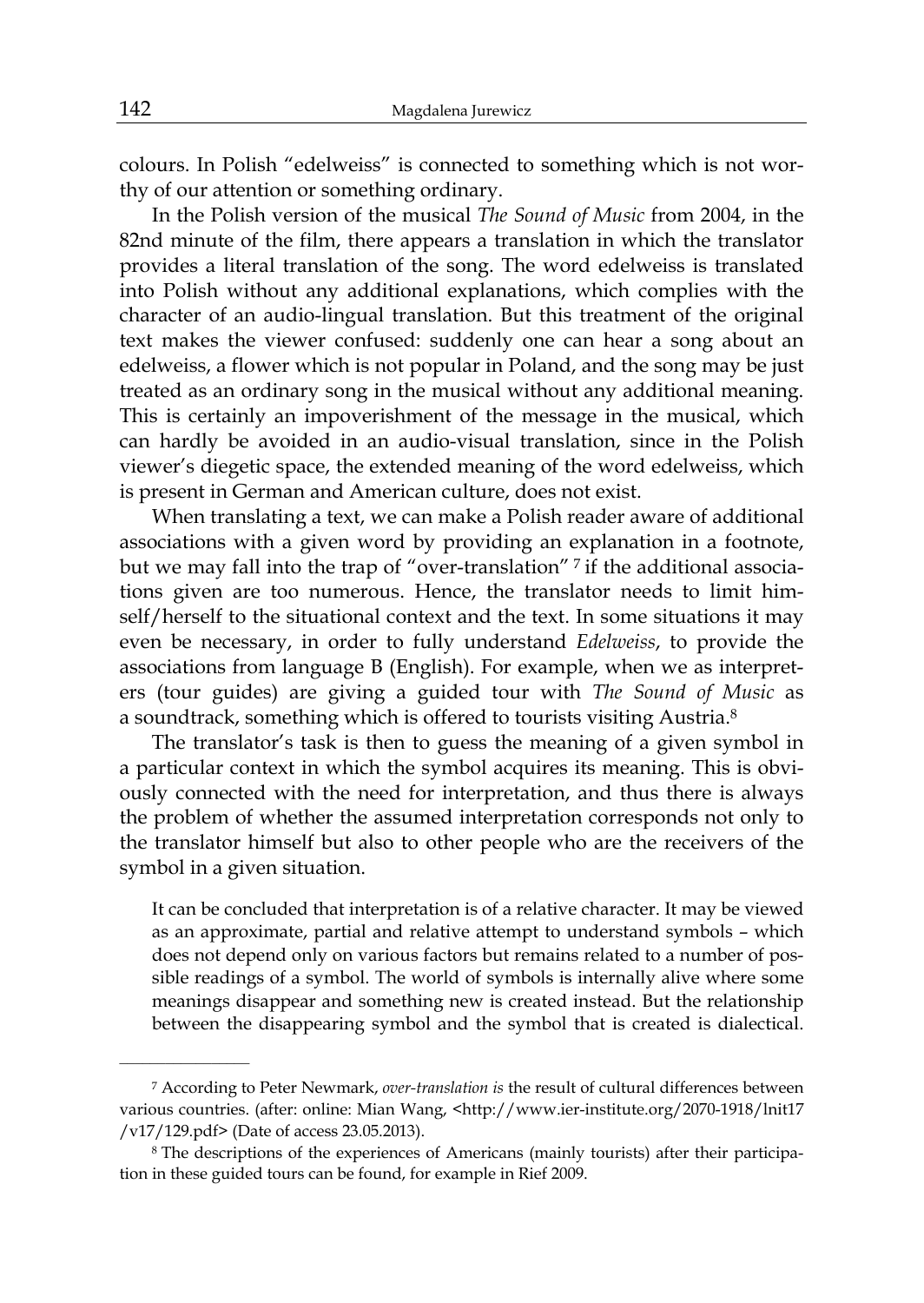colours. In Polish "edelweiss" is connected to something which is not worthy of our attention or something ordinary.

In the Polish version of the musical *The Sound of Music* from 2004, in the 82nd minute of the film, there appears a translation in which the translator provides a literal translation of the song. The word edelweiss is translated into Polish without any additional explanations, which complies with the character of an audio-lingual translation. But this treatment of the original text makes the viewer confused: suddenly one can hear a song about an edelweiss, a flower which is not popular in Poland, and the song may be just treated as an ordinary song in the musical without any additional meaning. This is certainly an impoverishment of the message in the musical, which can hardly be avoided in an audio-visual translation, since in the Polish viewer's diegetic space, the extended meaning of the word edelweiss, which is present in German and American culture, does not exist.

When translating a text, we can make a Polish reader aware of additional associations with a given word by providing an explanation in a footnote, but we may fall into the trap of "over-translation" [7] if the additional associations given are too numerous. Hence, the translator needs to limit himself/herself to the situational context and the text. In some situations it may even be necessary, in order to fully understand *Edelweiss*, to provide the associations from language B (English). For example, when we as interpreters (tour guides) are giving a guided tour with *The Sound of Music* as a soundtrack, something which is offered to tourists visiting Austria.[8]

The translator's task is then to guess the meaning of a given symbol in a particular context in which the symbol acquires its meaning. This is obviously connected with the need for interpretation, and thus there is always the problem of whether the assumed interpretation corresponds not only to the translator himself but also to other people who are the receivers of the symbol in a given situation.

> It can be concluded that interpretation is of a relative character. It may be viewed as an approximate, partial and relative attempt to understand symbols – which does not depend only on various factors but remains related to a number of possible readings of a symbol. The world of symbols is internally alive where some meanings disappear and something new is created instead. But the relationship between the disappearing symbol and the symbol that is created is dialectical.

---

[7] According to Peter Newmark, *over-translation is* the result of cultural differences between various countries. (after: online: Mian Wang, <http://www.ier-institute.org/2070-1918/lnit17/v17/129.pdf> (Date of access 23.05.2013).

[8] The descriptions of the experiences of Americans (mainly tourists) after their participation in these guided tours can be found, for example in Rief 2009.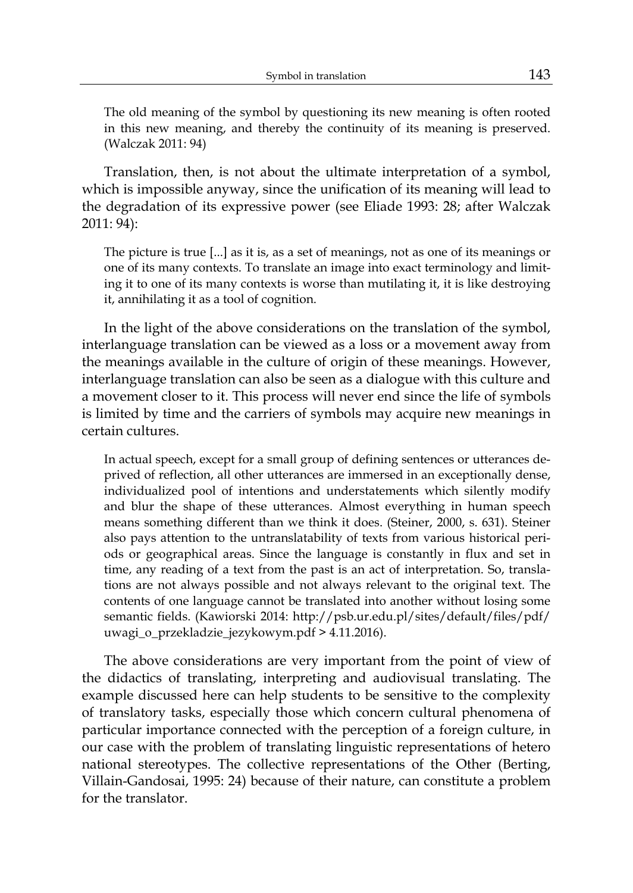> The old meaning of the symbol by questioning its new meaning is often rooted in this new meaning, and thereby the continuity of its meaning is preserved. (Walczak 2011: 94)

Translation, then, is not about the ultimate interpretation of a symbol, which is impossible anyway, since the unification of its meaning will lead to the degradation of its expressive power (see Eliade 1993: 28; after Walczak 2011: 94):

> The picture is true [...] as it is, as a set of meanings, not as one of its meanings or one of its many contexts. To translate an image into exact terminology and limiting it to one of its many contexts is worse than mutilating it, it is like destroying it, annihilating it as a tool of cognition.

In the light of the above considerations on the translation of the symbol, interlanguage translation can be viewed as a loss or a movement away from the meanings available in the culture of origin of these meanings. However, interlanguage translation can also be seen as a dialogue with this culture and a movement closer to it. This process will never end since the life of symbols is limited by time and the carriers of symbols may acquire new meanings in certain cultures.

> In actual speech, except for a small group of defining sentences or utterances deprived of reflection, all other utterances are immersed in an exceptionally dense, individualized pool of intentions and understatements which silently modify and blur the shape of these utterances. Almost everything in human speech means something different than we think it does. (Steiner, 2000, s. 631). Steiner also pays attention to the untranslatability of texts from various historical periods or geographical areas. Since the language is constantly in flux and set in time, any reading of a text from the past is an act of interpretation. So, translations are not always possible and not always relevant to the original text. The contents of one language cannot be translated into another without losing some semantic fields. (Kawiorski 2014: http://psb.ur.edu.pl/sites/default/files/pdf/uwagi_o_przekladzie_jezykowym.pdf > 4.11.2016).

The above considerations are very important from the point of view of the didactics of translating, interpreting and audiovisual translating. The example discussed here can help students to be sensitive to the complexity of translatory tasks, especially those which concern cultural phenomena of particular importance connected with the perception of a foreign culture, in our case with the problem of translating linguistic representations of hetero national stereotypes. The collective representations of the Other (Berting, Villain-Gandosai, 1995: 24) because of their nature, can constitute a problem for the translator.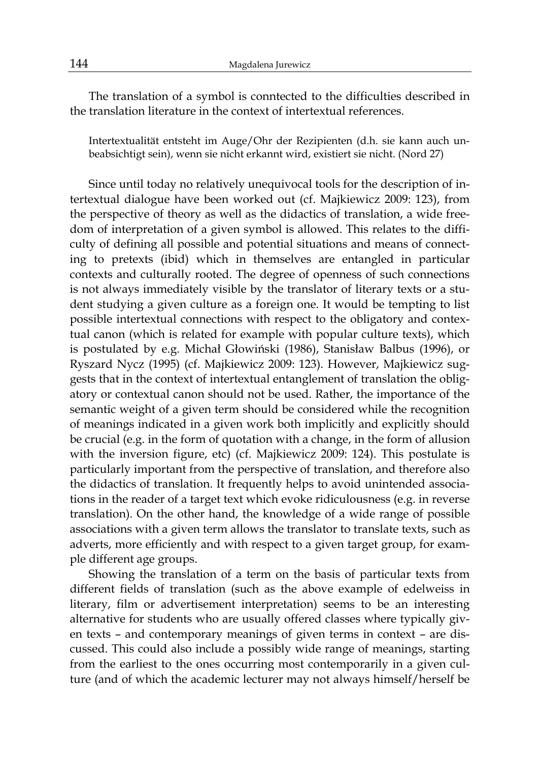The translation of a symbol is conntected to the difficulties described in the translation literature in the context of intertextual references.

> Intertextualität entsteht im Auge/Ohr der Rezipienten (d.h. sie kann auch unbeabsichtigt sein), wenn sie nicht erkannt wird, existiert sie nicht. (Nord 27)

Since until today no relatively unequivocal tools for the description of intertextual dialogue have been worked out (cf. Majkiewicz 2009: 123), from the perspective of theory as well as the didactics of translation, a wide freedom of interpretation of a given symbol is allowed. This relates to the difficulty of defining all possible and potential situations and means of connecting to pretexts (ibid) which in themselves are entangled in particular contexts and culturally rooted. The degree of openness of such connections is not always immediately visible by the translator of literary texts or a student studying a given culture as a foreign one. It would be tempting to list possible intertextual connections with respect to the obligatory and contextual canon (which is related for example with popular culture texts), which is postulated by e.g. Michał Głowiński (1986), Stanisław Balbus (1996), or Ryszard Nycz (1995) (cf. Majkiewicz 2009: 123). However, Majkiewicz suggests that in the context of intertextual entanglement of translation the obligatory or contextual canon should not be used. Rather, the importance of the semantic weight of a given term should be considered while the recognition of meanings indicated in a given work both implicitly and explicitly should be crucial (e.g. in the form of quotation with a change, in the form of allusion with the inversion figure, etc) (cf. Majkiewicz 2009: 124). This postulate is particularly important from the perspective of translation, and therefore also the didactics of translation. It frequently helps to avoid unintended associations in the reader of a target text which evoke ridiculousness (e.g. in reverse translation). On the other hand, the knowledge of a wide range of possible associations with a given term allows the translator to translate texts, such as adverts, more efficiently and with respect to a given target group, for example different age groups.

Showing the translation of a term on the basis of particular texts from different fields of translation (such as the above example of edelweiss in literary, film or advertisement interpretation) seems to be an interesting alternative for students who are usually offered classes where typically given texts – and contemporary meanings of given terms in context – are discussed. This could also include a possibly wide range of meanings, starting from the earliest to the ones occurring most contemporarily in a given culture (and of which the academic lecturer may not always himself/herself be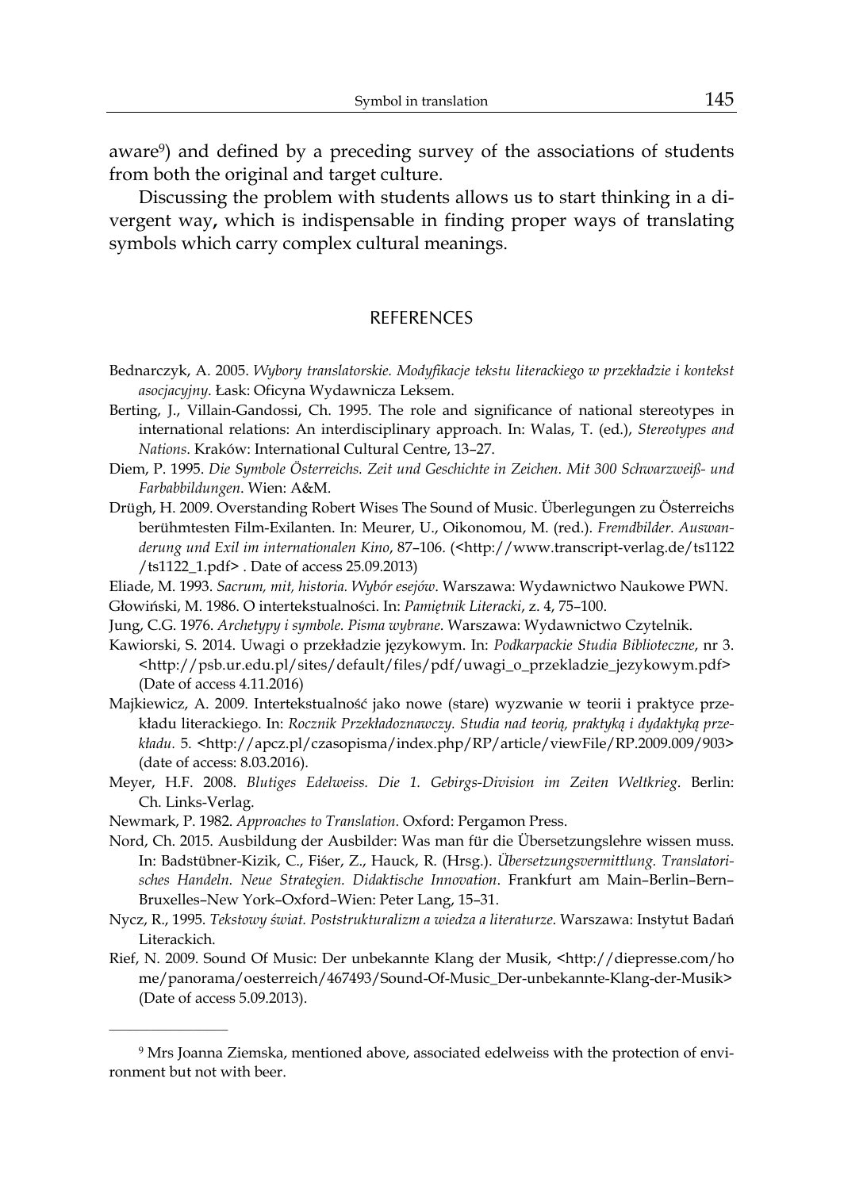aware[9]) and defined by a preceding survey of the associations of students from both the original and target culture.

Discussing the problem with students allows us to start thinking in a divergent way**,** which is indispensable in finding proper ways of translating symbols which carry complex cultural meanings.

## REFERENCES

Bednarczyk, A. 2005. *Wybory translatorskie. Modyfikacje tekstu literackiego w przekładzie i kontekst asocjacyjny*. Łask: Oficyna Wydawnicza Leksem.

Berting, J., Villain-Gandossi, Ch. 1995. The role and significance of national stereotypes in international relations: An interdisciplinary approach. In: Walas, T. (ed.), *Stereotypes and Nations*. Kraków: International Cultural Centre, 13–27.

Diem, P. 1995. *Die Symbole Österreichs. Zeit und Geschichte in Zeichen. Mit 300 Schwarzweiß- und Farbabbildungen*. Wien: A&M.

Drügh, H. 2009. Overstanding Robert Wises The Sound of Music. Überlegungen zu Österreichs berühmtesten Film-Exilanten. In: Meurer, U., Oikonomou, M. (red.). *Fremdbilder. Auswanderung und Exil im internationalen Kino*, 87–106. (<http://www.transcript-verlag.de/ts1122/ts1122_1.pdf> . Date of access 25.09.2013)

Eliade, M. 1993. *Sacrum, mit, historia. Wybór esejów*. Warszawa: Wydawnictwo Naukowe PWN.

Głowiński, M. 1986. O intertekstualności. In: *Pamiętnik Literacki*, z. 4, 75–100.

Jung, C.G. 1976. *Archetypy i symbole. Pisma wybrane*. Warszawa: Wydawnictwo Czytelnik.

Kawiorski, S. 2014. Uwagi o przekładzie językowym. In: *Podkarpackie Studia Biblioteczne*, nr 3. <http://psb.ur.edu.pl/sites/default/files/pdf/uwagi_o_przekladzie_jezykowym.pdf> (Date of access 4.11.2016)

Majkiewicz, A. 2009. Intertekstualność jako nowe (stare) wyzwanie w teorii i praktyce przekładu literackiego. In: *Rocznik Przekładoznawczy. Studia nad teorią, praktyką i dydaktyką przekładu*. 5. <http://apcz.pl/czasopisma/index.php/RP/article/viewFile/RP.2009.009/903> (date of access: 8.03.2016).

Meyer, H.F. 2008. *Blutiges Edelweiss. Die 1. Gebirgs-Division im Zeiten Weltkrieg*. Berlin: Ch. Links-Verlag.

Newmark, P. 1982. *Approaches to Translation*. Oxford: Pergamon Press.

Nord, Ch. 2015. Ausbildung der Ausbilder: Was man für die Übersetzungslehre wissen muss. In: Badstübner-Kizik, C., Fiśer, Z., Hauck, R. (Hrsg.). *Übersetzungsvermittlung. Translatorisches Handeln. Neue Strategien. Didaktische Innovation*. Frankfurt am Main–Berlin–Bern–Bruxelles–New York–Oxford–Wien: Peter Lang, 15–31.

Nycz, R., 1995. *Tekstowy świat. Poststrukturalizm a wiedza a literaturze*. Warszawa: Instytut Badań Literackich.

Rief, N. 2009. Sound Of Music: Der unbekannte Klang der Musik, <http://diepresse.com/home/panorama/oesterreich/467493/Sound-Of-Music_Der-unbekannte-Klang-der-Musik> (Date of access 5.09.2013).

---

[9] Mrs Joanna Ziemska, mentioned above, associated edelweiss with the protection of environment but not with beer.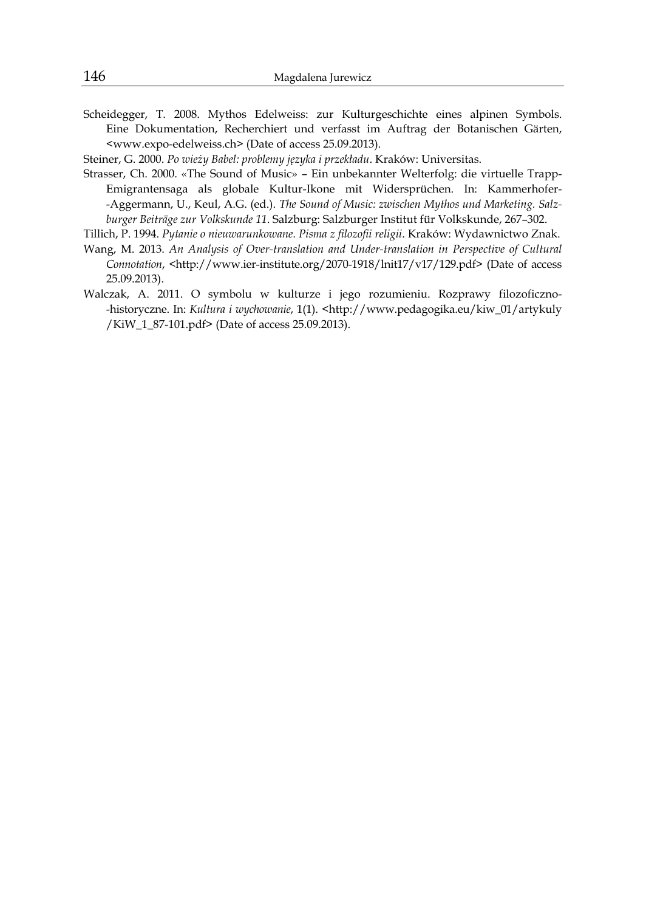Scheidegger, T. 2008. Mythos Edelweiss: zur Kulturgeschichte eines alpinen Symbols. Eine Dokumentation, Recherchiert und verfasst im Auftrag der Botanischen Gärten, <www.expo-edelweiss.ch> (Date of access 25.09.2013).

Steiner, G. 2000. *Po wieży Babel: problemy języka i przekładu*. Kraków: Universitas.

Strasser, Ch. 2000. «The Sound of Music» – Ein unbekannter Welterfolg: die virtuelle Trapp-Emigrantensaga als globale Kultur-Ikone mit Widersprüchen. In: Kammerhofer--Aggermann, U., Keul, A.G. (ed.). *The Sound of Music: zwischen Mythos und Marketing. Salzburger Beiträge zur Volkskunde 11*. Salzburg: Salzburger Institut für Volkskunde, 267–302.

Tillich, P. 1994. *Pytanie o nieuwarunkowane. Pisma z filozofii religii*. Kraków: Wydawnictwo Znak.

Wang, M. 2013. *An Analysis of Over-translation and Under-translation in Perspective of Cultural Connotation*, <http://www.ier-institute.org/2070-1918/lnit17/v17/129.pdf> (Date of access 25.09.2013).

Walczak, A. 2011. O symbolu w kulturze i jego rozumieniu. Rozprawy filozoficzno--historyczne. In: *Kultura i wychowanie*, 1(1). <http://www.pedagogika.eu/kiw_01/artykuly/KiW_1_87-101.pdf> (Date of access 25.09.2013).